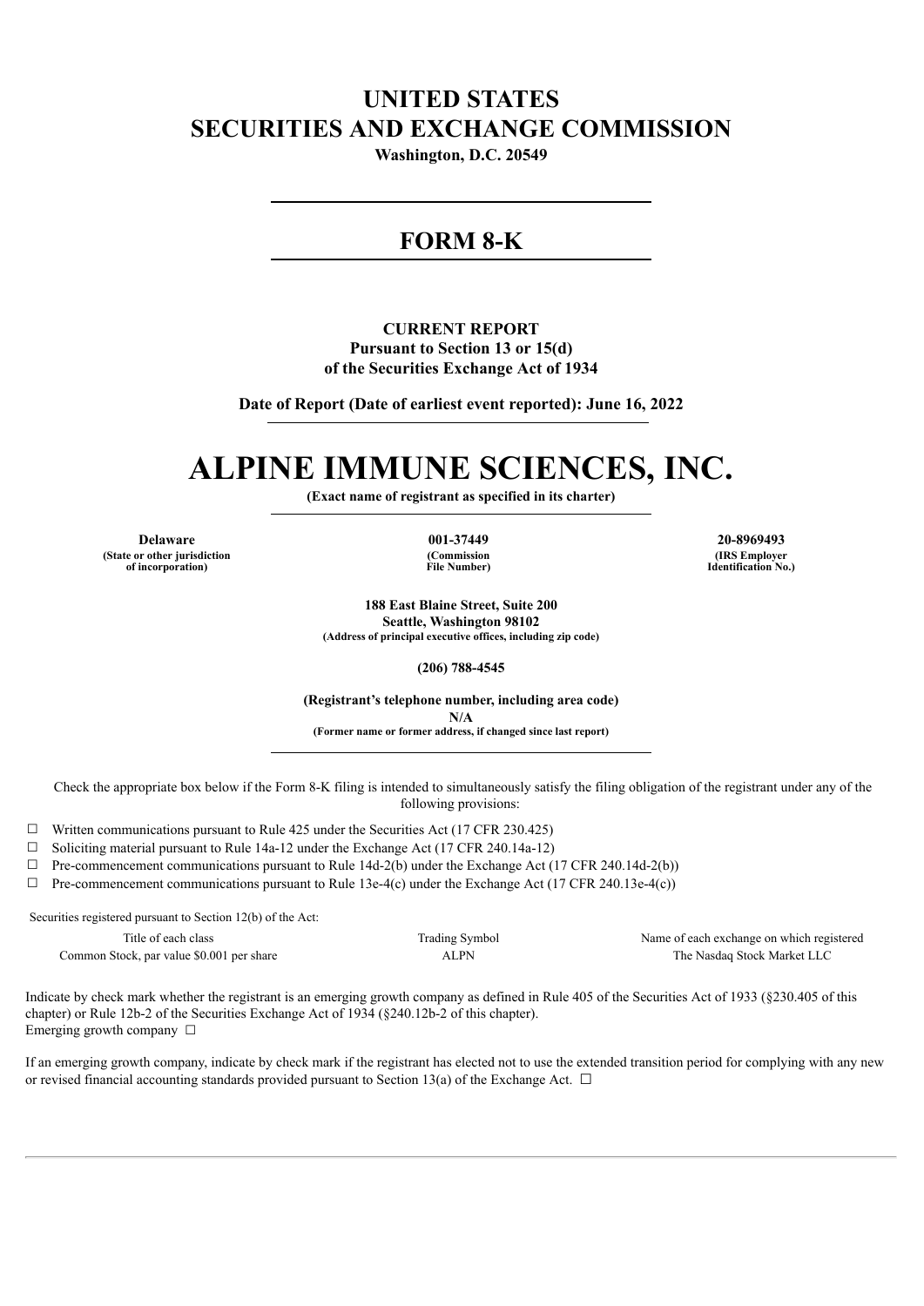# UNITED STATES
# SECURITIES AND EXCHANGE COMMISSION

**Washington, D.C. 20549**

---

## FORM 8-K

---

**CURRENT REPORT**
**Pursuant to Section 13 or 15(d)**
**of the Securities Exchange Act of 1934**

**Date of Report (Date of earliest event reported): June 16, 2022**

# ALPINE IMMUNE SCIENCES, INC.

**(Exact name of registrant as specified in its charter)**

| **Delaware** | **001-37449** | **20-8969493** |
|---|---|---|
| **(State or other jurisdiction of incorporation)** | **(Commission File Number)** | **(IRS Employer Identification No.)** |

**188 East Blaine Street, Suite 200**
**Seattle, Washington 98102**
**(Address of principal executive offices, including zip code)**

**(206) 788-4545**

**(Registrant's telephone number, including area code)**
**N/A**
**(Former name or former address, if changed since last report)**

Check the appropriate box below if the Form 8-K filing is intended to simultaneously satisfy the filing obligation of the registrant under any of the following provisions:

☐ Written communications pursuant to Rule 425 under the Securities Act (17 CFR 230.425)

☐ Soliciting material pursuant to Rule 14a-12 under the Exchange Act (17 CFR 240.14a-12)

☐ Pre-commencement communications pursuant to Rule 14d-2(b) under the Exchange Act (17 CFR 240.14d-2(b))

☐ Pre-commencement communications pursuant to Rule 13e-4(c) under the Exchange Act (17 CFR 240.13e-4(c))

Securities registered pursuant to Section 12(b) of the Act:

| Title of each class | Trading Symbol | Name of each exchange on which registered |
|---|---|---|
| Common Stock, par value $0.001 per share | ALPN | The Nasdaq Stock Market LLC |

Indicate by check mark whether the registrant is an emerging growth company as defined in Rule 405 of the Securities Act of 1933 (§230.405 of this chapter) or Rule 12b-2 of the Securities Exchange Act of 1934 (§240.12b-2 of this chapter).
Emerging growth company ☐

If an emerging growth company, indicate by check mark if the registrant has elected not to use the extended transition period for complying with any new or revised financial accounting standards provided pursuant to Section 13(a) of the Exchange Act. ☐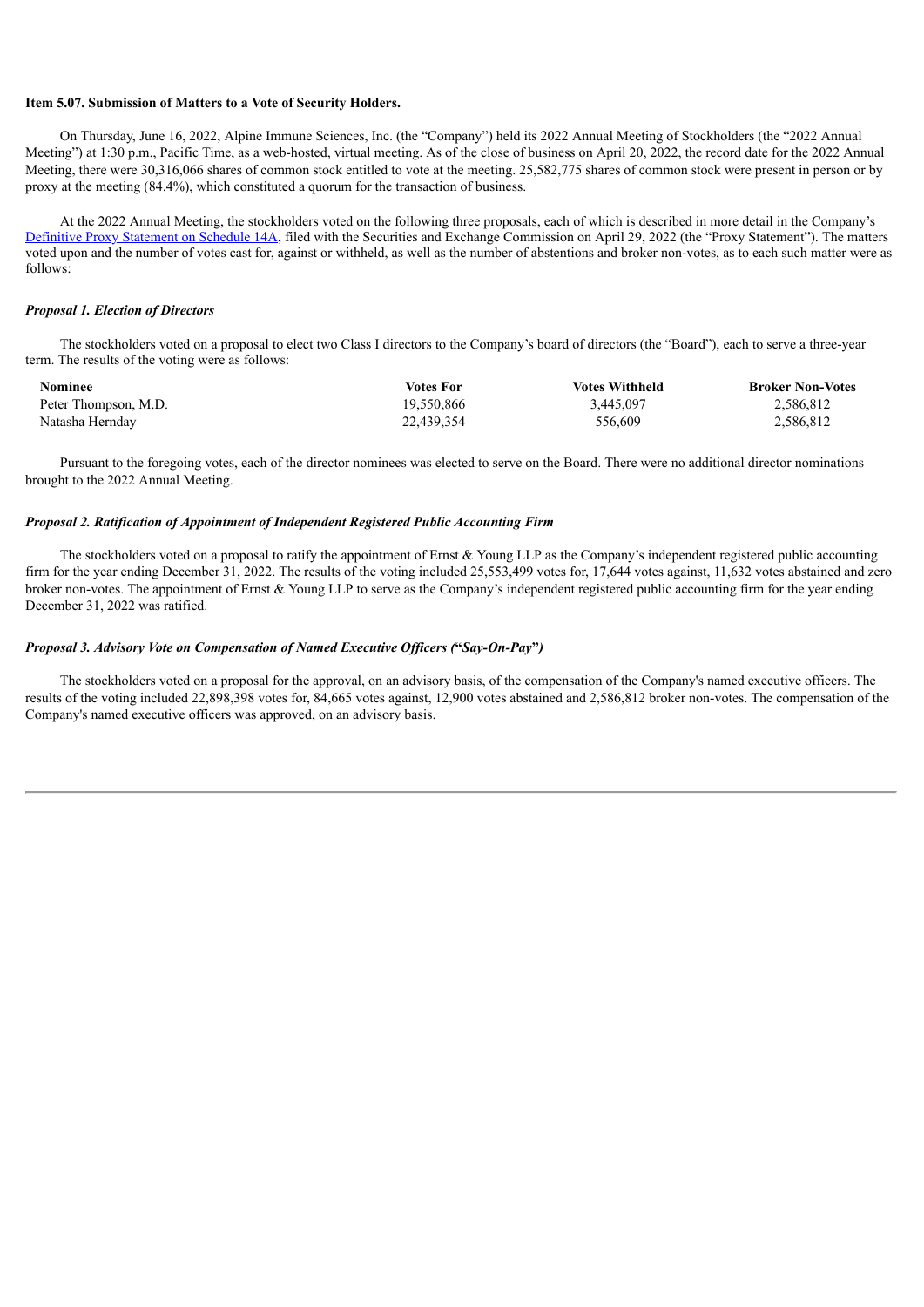**Item 5.07. Submission of Matters to a Vote of Security Holders.**

On Thursday, June 16, 2022, Alpine Immune Sciences, Inc. (the "Company") held its 2022 Annual Meeting of Stockholders (the "2022 Annual Meeting") at 1:30 p.m., Pacific Time, as a web-hosted, virtual meeting. As of the close of business on April 20, 2022, the record date for the 2022 Annual Meeting, there were 30,316,066 shares of common stock entitled to vote at the meeting. 25,582,775 shares of common stock were present in person or by proxy at the meeting (84.4%), which constituted a quorum for the transaction of business.

At the 2022 Annual Meeting, the stockholders voted on the following three proposals, each of which is described in more detail in the Company's Definitive Proxy Statement on Schedule 14A, filed with the Securities and Exchange Commission on April 29, 2022 (the "Proxy Statement"). The matters voted upon and the number of votes cast for, against or withheld, as well as the number of abstentions and broker non-votes, as to each such matter were as follows:

***Proposal 1. Election of Directors***

The stockholders voted on a proposal to elect two Class I directors to the Company's board of directors (the "Board"), each to serve a three-year term. The results of the voting were as follows:

| Nominee | Votes For | Votes Withheld | Broker Non-Votes |
|---|---|---|---|
| Peter Thompson, M.D. | 19,550,866 | 3,445,097 | 2,586,812 |
| Natasha Hernday | 22,439,354 | 556,609 | 2,586,812 |

Pursuant to the foregoing votes, each of the director nominees was elected to serve on the Board. There were no additional director nominations brought to the 2022 Annual Meeting.

***Proposal 2. Ratification of Appointment of Independent Registered Public Accounting Firm***

The stockholders voted on a proposal to ratify the appointment of Ernst & Young LLP as the Company's independent registered public accounting firm for the year ending December 31, 2022. The results of the voting included 25,553,499 votes for, 17,644 votes against, 11,632 votes abstained and zero broker non-votes. The appointment of Ernst & Young LLP to serve as the Company's independent registered public accounting firm for the year ending December 31, 2022 was ratified.

***Proposal 3. Advisory Vote on Compensation of Named Executive Officers ("Say-On-Pay")***

The stockholders voted on a proposal for the approval, on an advisory basis, of the compensation of the Company's named executive officers. The results of the voting included 22,898,398 votes for, 84,665 votes against, 12,900 votes abstained and 2,586,812 broker non-votes. The compensation of the Company's named executive officers was approved, on an advisory basis.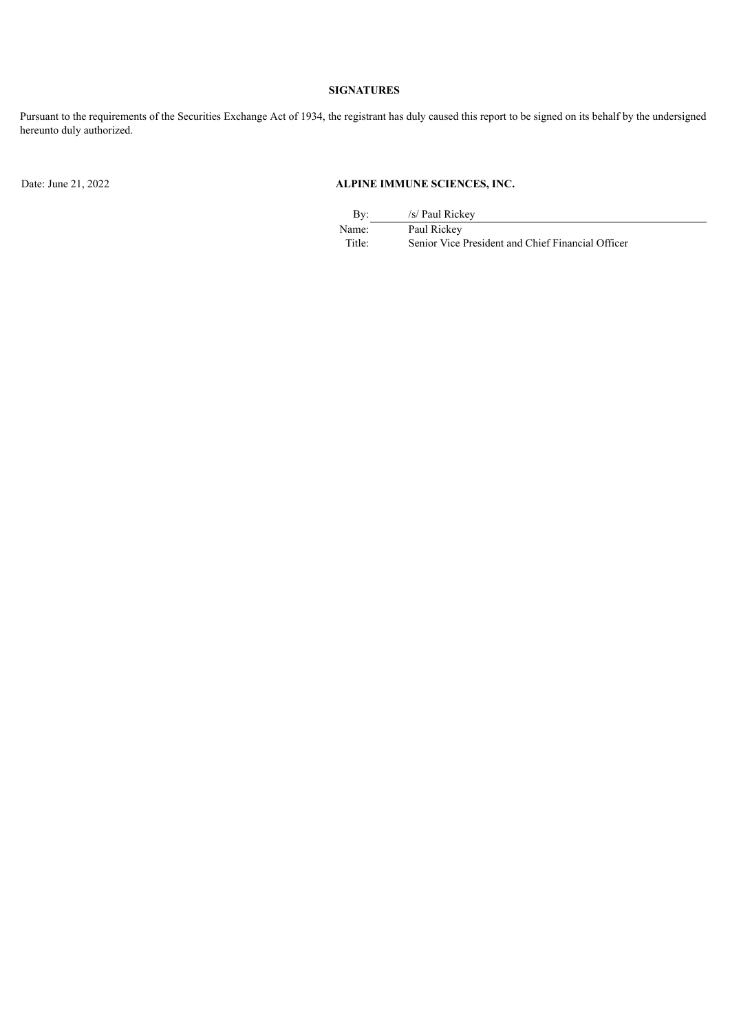**SIGNATURES**

Pursuant to the requirements of the Securities Exchange Act of 1934, the registrant has duly caused this report to be signed on its behalf by the undersigned hereunto duly authorized.

Date: June 21, 2022

**ALPINE IMMUNE SCIENCES, INC.**

| | |
|---|---|
| By: | /s/ Paul Rickey |
| Name: | Paul Rickey |
| Title: | Senior Vice President and Chief Financial Officer |